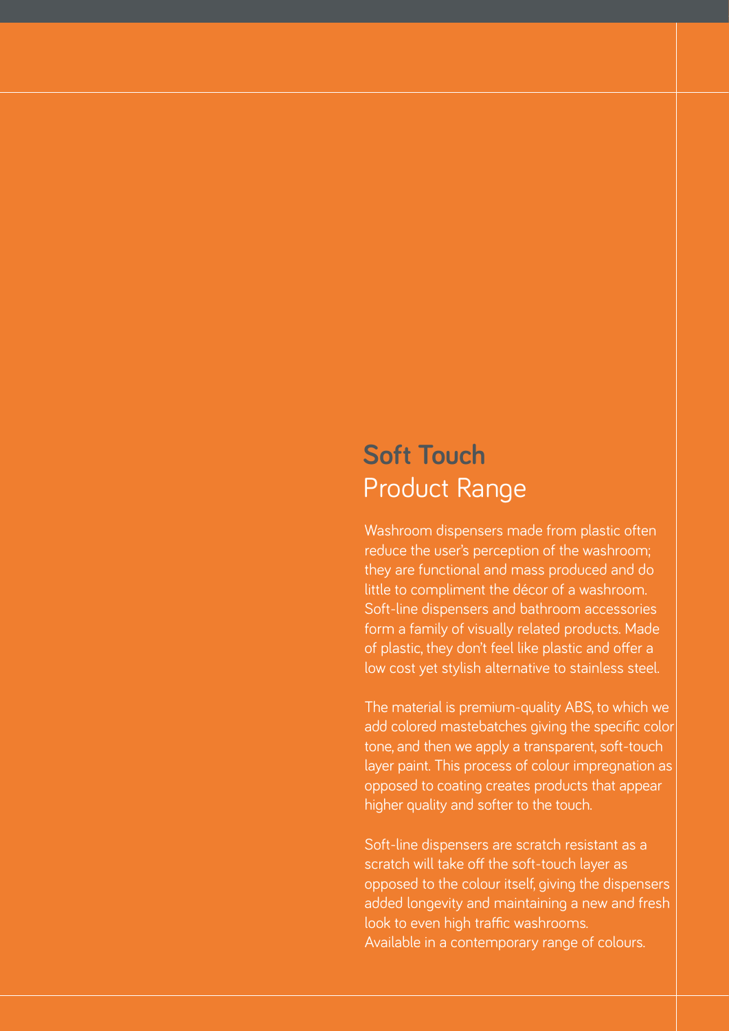# **Soft Touch** Product Range

Washroom dispensers made from plastic often reduce the user's perception of the washroom; they are functional and mass produced and do little to compliment the décor of a washroom. Soft-line dispensers and bathroom accessories form a family of visually related products. Made of plastic, they don't feel like plastic and offer a low cost yet stylish alternative to stainless steel.

The material is premium-quality ABS, to which we add colored mastebatches giving the specific color tone, and then we apply a transparent, soft-touch layer paint. This process of colour impregnation as opposed to coating creates products that appear higher quality and softer to the touch.

Soft-line dispensers are scratch resistant as a scratch will take off the soft-touch layer as opposed to the colour itself, giving the dispensers added longevity and maintaining a new and fresh look to even high traffic washrooms.
Available in a contemporary range of colours.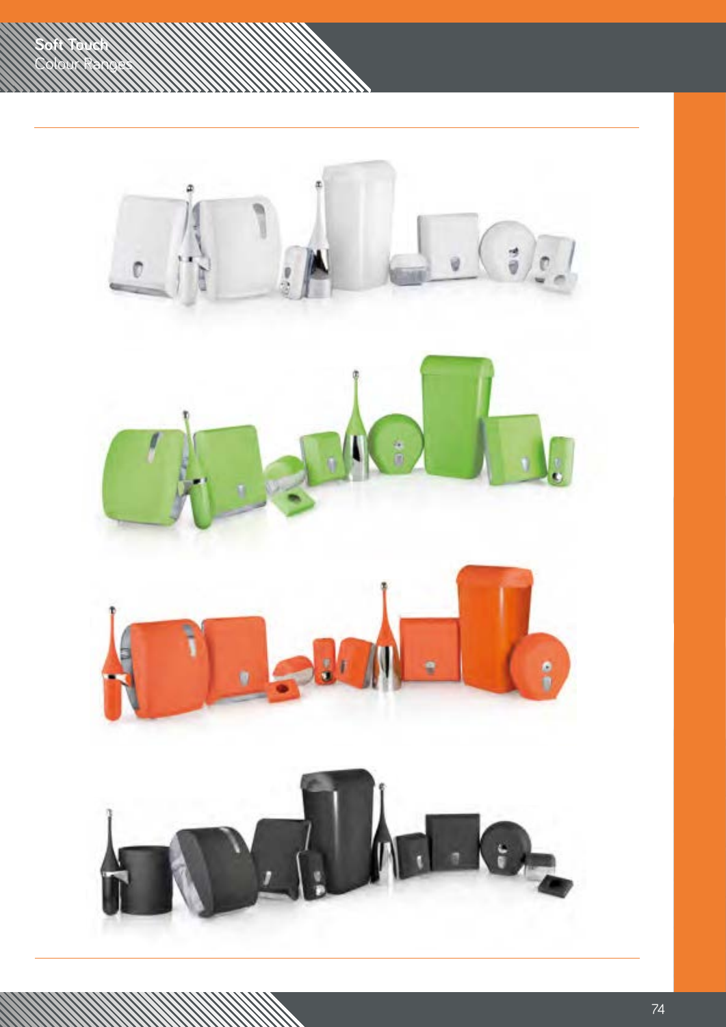# Soft Touch
## Colour Ranges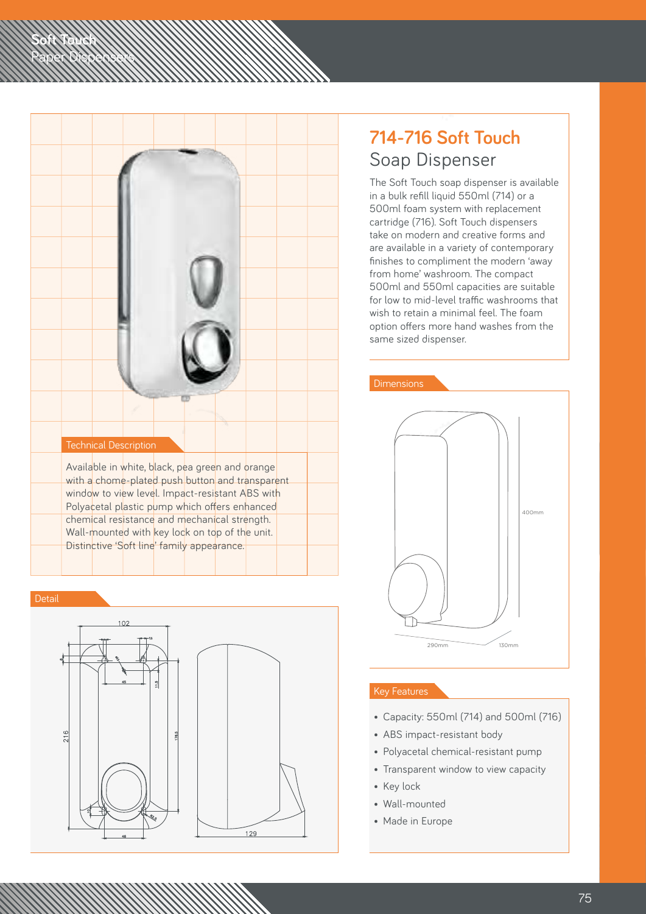# 714-716 Soft Touch

## Soap Dispenser

The Soft Touch soap dispenser is available in a bulk refill liquid 550ml (714) or a 500ml foam system with replacement cartridge (716). Soft Touch dispensers take on modern and creative forms and are available in a variety of contemporary finishes to compliment the modern 'away from home' washroom. The compact 500ml and 550ml capacities are suitable for low to mid-level traffic washrooms that wish to retain a minimal feel. The foam option offers more hand washes from the same sized dispenser.

### Technical Description

Available in white, black, pea green and orange with a chome-plated push button and transparent window to view level. Impact-resistant ABS with Polyacetal plastic pump which offers enhanced chemical resistance and mechanical strength. Wall-mounted with key lock on top of the unit. Distinctive 'Soft line' family appearance.

### Dimensions

400mm

290mm

130mm

### Detail

102

216

129

### Key Features

- Capacity: 550ml (714) and 500ml (716)
- ABS impact-resistant body
- Polyacetal chemical-resistant pump
- Transparent window to view capacity
- Key lock
- Wall-mounted
- Made in Europe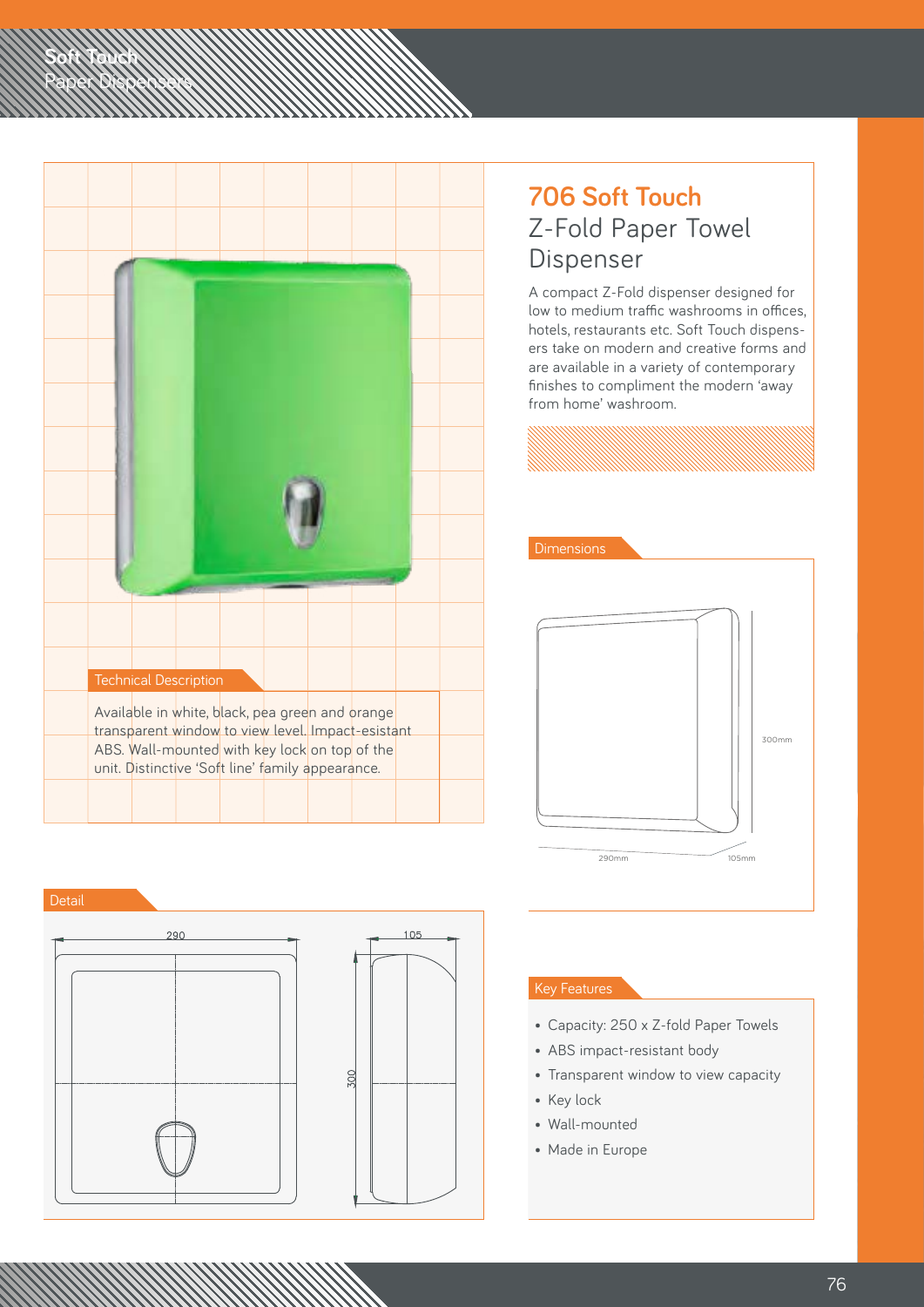Soft Touch
Paper Dispensers

# 706 Soft Touch
## Z-Fold Paper Towel Dispenser

A compact Z-Fold dispenser designed for low to medium traffic washrooms in offices, hotels, restaurants etc. Soft Touch dispensers take on modern and creative forms and are available in a variety of contemporary finishes to compliment the modern 'away from home' washroom.

### Technical Description

Available in white, black, pea green and orange transparent window to view level. Impact-esistant ABS. Wall-mounted with key lock on top of the unit. Distinctive 'Soft line' family appearance.

### Dimensions

300mm

290mm

105mm

### Detail

290

105

300

### Key Features

- Capacity: 250 x Z-fold Paper Towels
- ABS impact-resistant body
- Transparent window to view capacity
- Key lock
- Wall-mounted
- Made in Europe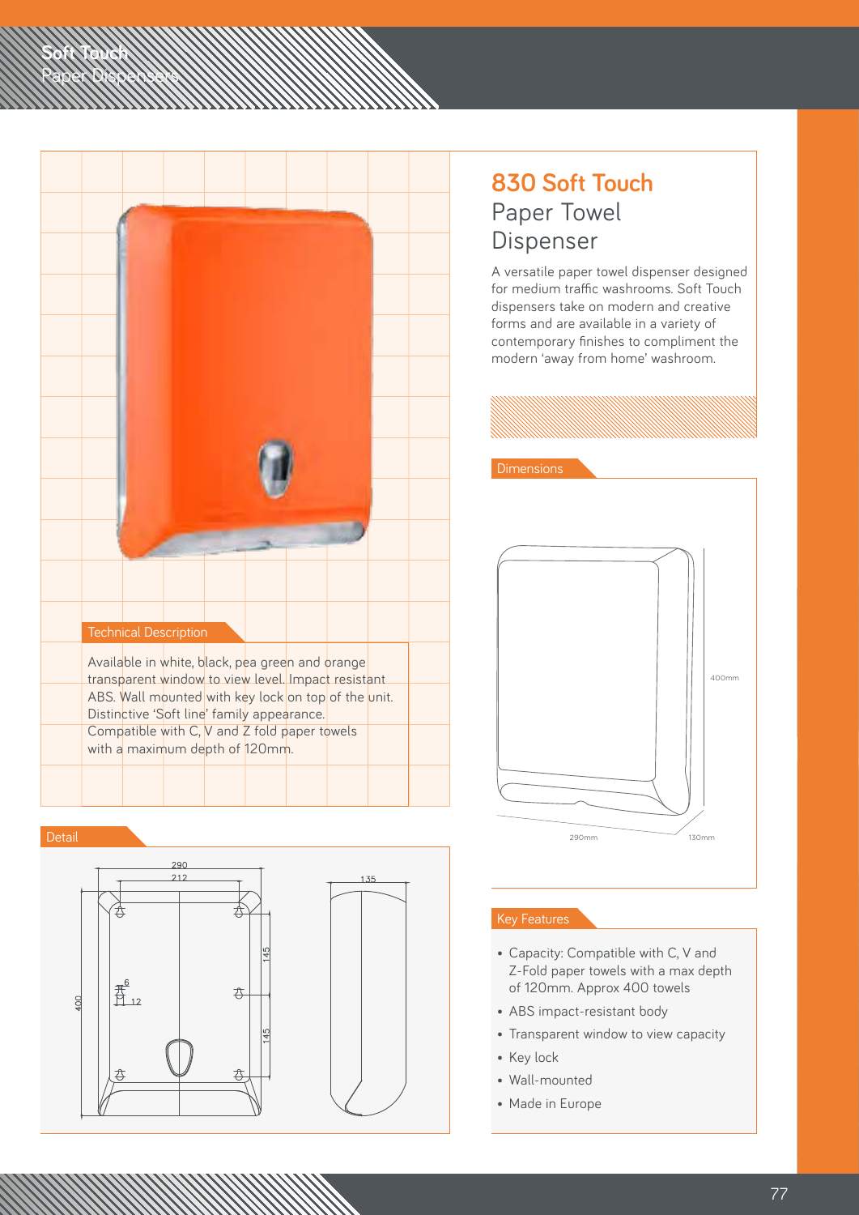Soft Touch
Paper Dispensers

# 830 Soft Touch
## Paper Towel Dispenser

A versatile paper towel dispenser designed for medium traffic washrooms. Soft Touch dispensers take on modern and creative forms and are available in a variety of contemporary finishes to compliment the modern 'away from home' washroom.

### Technical Description

Available in white, black, pea green and orange transparent window to view level. Impact resistant ABS. Wall mounted with key lock on top of the unit. Distinctive 'Soft line' family appearance. Compatible with C, V and Z fold paper towels with a maximum depth of 120mm.

### Dimensions

400mm
290mm
130mm

### Detail

290
212
135
400
145
145
6
12

### Key Features

- Capacity: Compatible with C, V and Z-Fold paper towels with a max depth of 120mm. Approx 400 towels
- ABS impact-resistant body
- Transparent window to view capacity
- Key lock
- Wall-mounted
- Made in Europe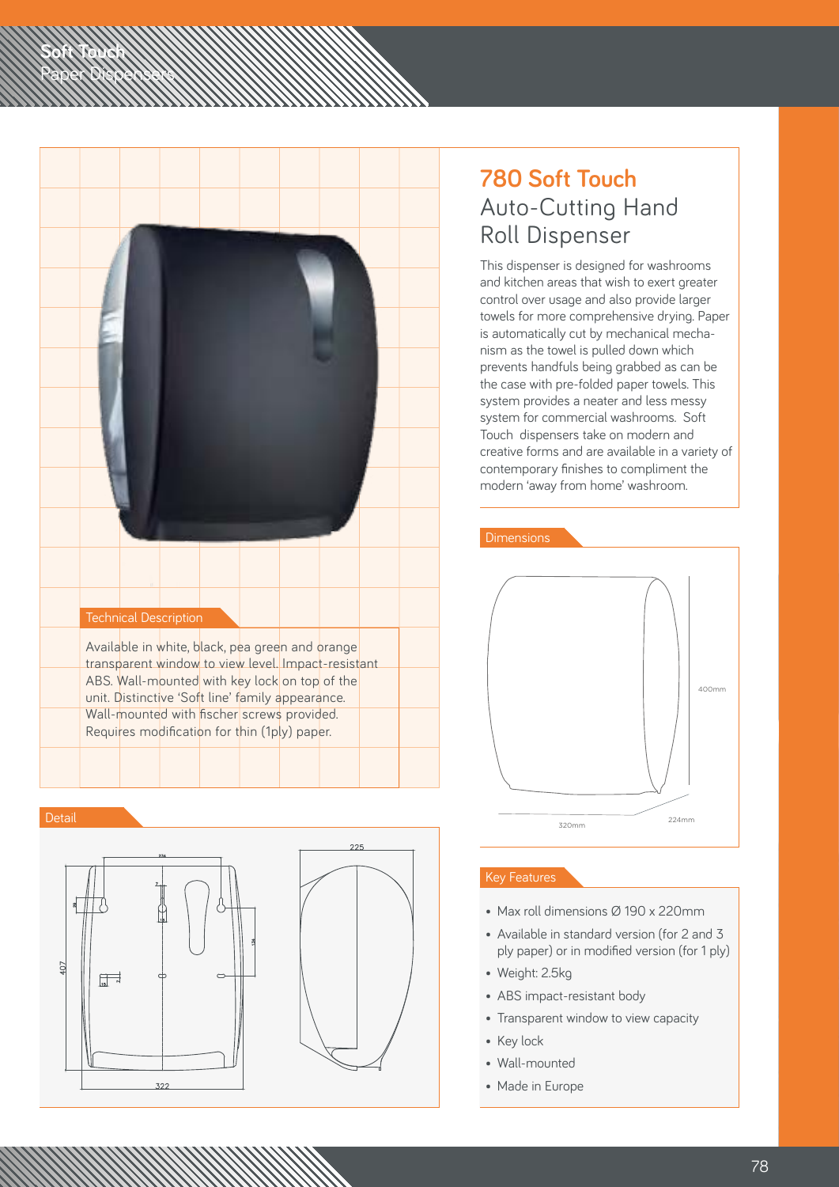Soft Touch
Paper Dispensers

# 780 Soft Touch

## Auto-Cutting Hand Roll Dispenser

This dispenser is designed for washrooms and kitchen areas that wish to exert greater control over usage and also provide larger towels for more comprehensive drying. Paper is automatically cut by mechanical mechanism as the towel is pulled down which prevents handfuls being grabbed as can be the case with pre-folded paper towels. This system provides a neater and less messy system for commercial washrooms. Soft Touch dispensers take on modern and creative forms and are available in a variety of contemporary finishes to compliment the modern 'away from home' washroom.

### Technical Description

Available in white, black, pea green and orange transparent window to view level. Impact-resistant ABS. Wall-mounted with key lock on top of the unit. Distinctive 'Soft line' family appearance. Wall-mounted with fischer screws provided. Requires modification for thin (1ply) paper.

### Dimensions

400mm
320mm
224mm

### Detail

407
322
225

### Key Features

- Max roll dimensions Ø 190 x 220mm
- Available in standard version (for 2 and 3 ply paper) or in modified version (for 1 ply)
- Weight: 2.5kg
- ABS impact-resistant body
- Transparent window to view capacity
- Key lock
- Wall-mounted
- Made in Europe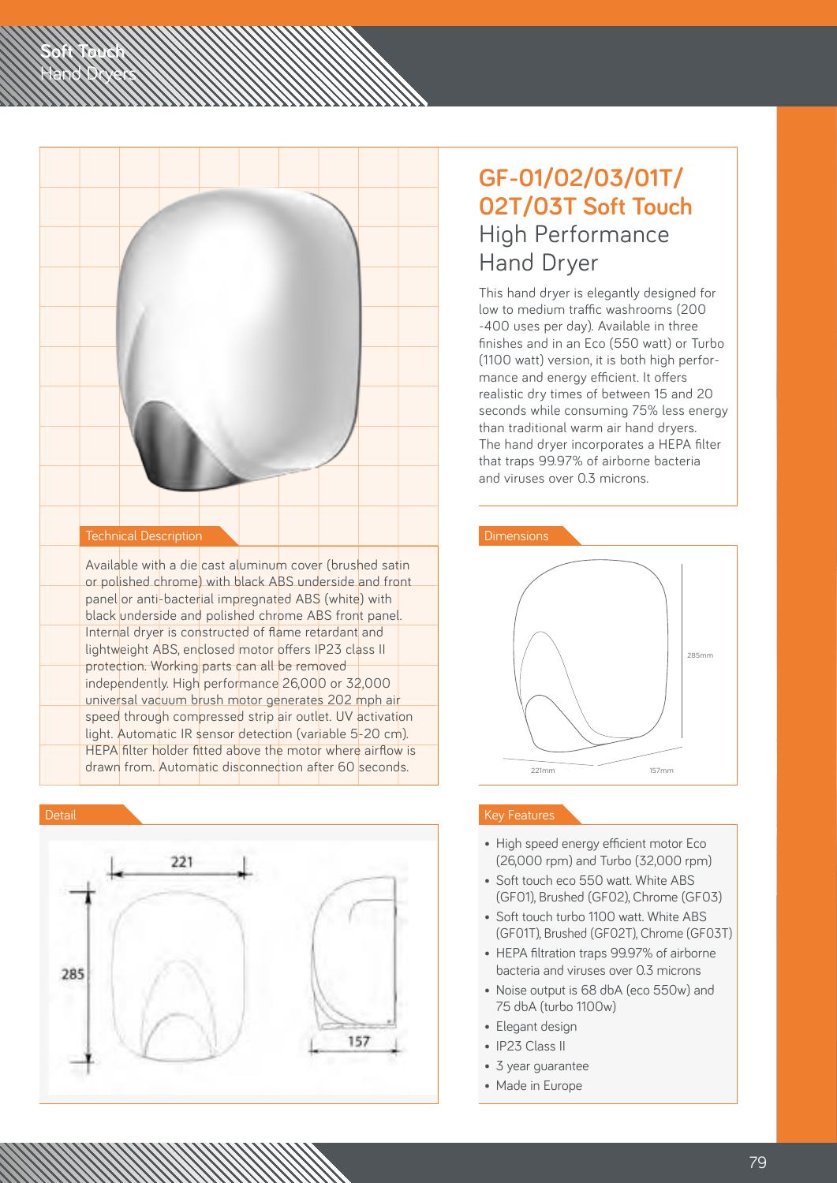# GF-01/02/03/01T/ 02T/03T Soft Touch

## High Performance Hand Dryer

This hand dryer is elegantly designed for low to medium traffic washrooms (200 -400 uses per day). Available in three finishes and in an Eco (550 watt) or Turbo (1100 watt) version, it is both high performance and energy efficient. It offers realistic dry times of between 15 and 20 seconds while consuming 75% less energy than traditional warm air hand dryers. The hand dryer incorporates a HEPA filter that traps 99.97% of airborne bacteria and viruses over 0.3 microns.

### Technical Description

Available with a die cast aluminum cover (brushed satin or polished chrome) with black ABS underside and front panel or anti-bacterial impregnated ABS (white) with black underside and polished chrome ABS front panel. Internal dryer is constructed of flame retardant and lightweight ABS, enclosed motor offers IP23 class II protection. Working parts can all be removed independently. High performance 26,000 or 32,000 universal vacuum brush motor generates 202 mph air speed through compressed strip air outlet. UV activation light. Automatic IR sensor detection (variable 5-20 cm). HEPA filter holder fitted above the motor where airflow is drawn from. Automatic disconnection after 60 seconds.

### Dimensions

285mm

221mm

157mm

### Detail

221

285

157

### Key Features

- High speed energy efficient motor Eco (26,000 rpm) and Turbo (32,000 rpm)
- Soft touch eco 550 watt. White ABS (GF01), Brushed (GF02), Chrome (GF03)
- Soft touch turbo 1100 watt. White ABS (GF01T), Brushed (GF02T), Chrome (GF03T)
- HEPA filtration traps 99.97% of airborne bacteria and viruses over 0.3 microns
- Noise output is 68 dbA (eco 550w) and 75 dbA (turbo 1100w)
- Elegant design
- IP23 Class II
- 3 year guarantee
- Made in Europe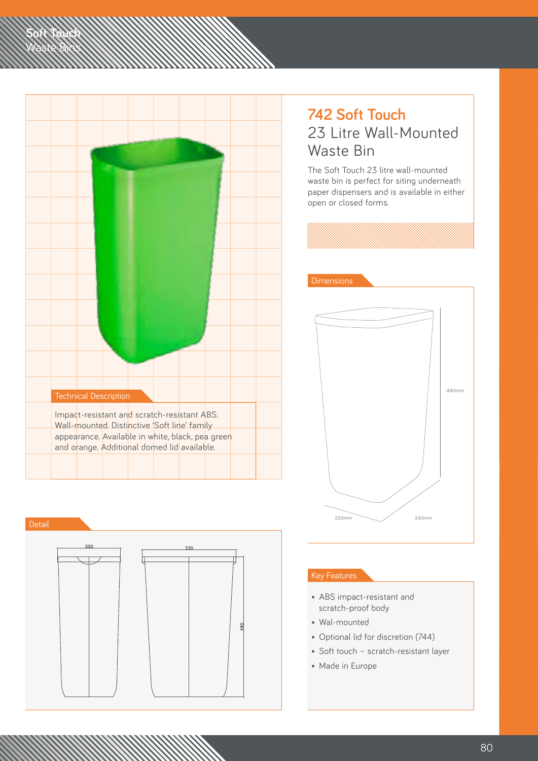## 742 Soft Touch

## 23 Litre Wall-Mounted Waste Bin

The Soft Touch 23 litre wall-mounted waste bin is perfect for siting underneath paper dispensers and is available in either open or closed forms.

### Technical Description

Impact-resistant and scratch-resistant ABS. Wall-mounted. Distinctive 'Soft line' family appearance. Available in white, black, pea green and orange. Additional domed lid available.

### Dimensions

490mm

220mm

330mm

### Detail

220

330

490

### Key Features

- ABS impact-resistant and scratch-proof body
- Wal-mounted
- Optional lid for discretion (744)
- Soft touch – scratch-resistant layer
- Made in Europe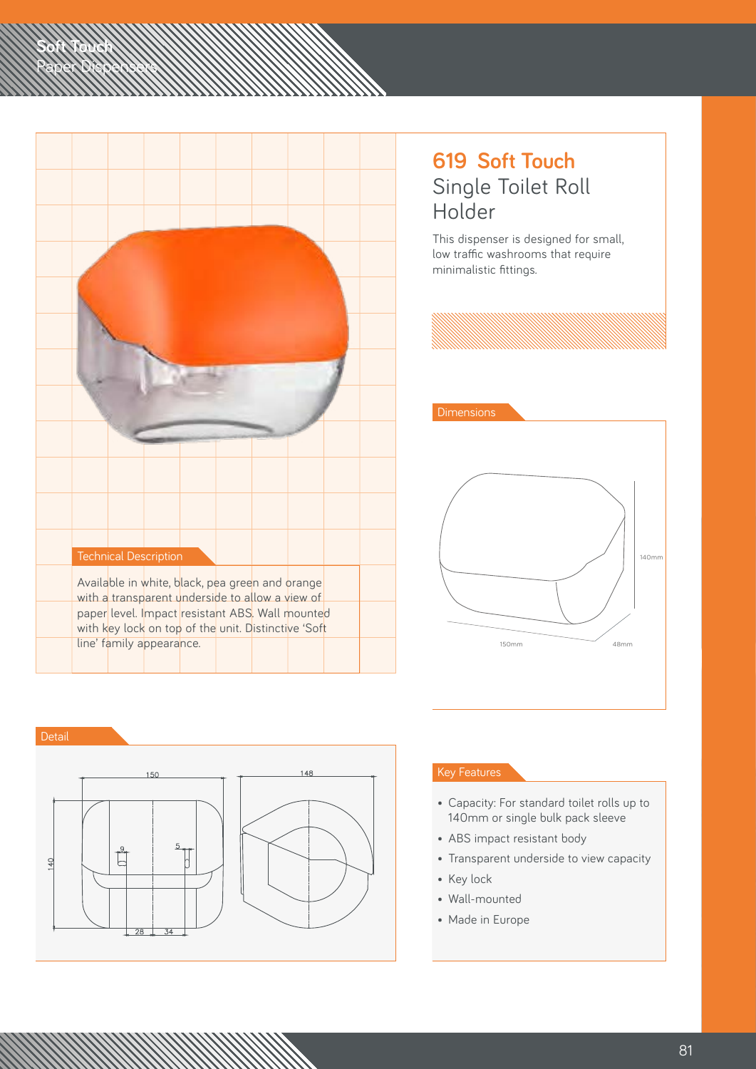# 619 Soft Touch

## Single Toilet Roll Holder

This dispenser is designed for small, low traffic washrooms that require minimalistic fittings.

### Technical Description

Available in white, black, pea green and orange with a transparent underside to allow a view of paper level. Impact resistant ABS. Wall mounted with key lock on top of the unit. Distinctive 'Soft line' family appearance.

### Dimensions

140mm

150mm

48mm

### Detail

150

148

140

9

5

28

34

### Key Features

- Capacity: For standard toilet rolls up to 140mm or single bulk pack sleeve
- ABS impact resistant body
- Transparent underside to view capacity
- Key lock
- Wall-mounted
- Made in Europe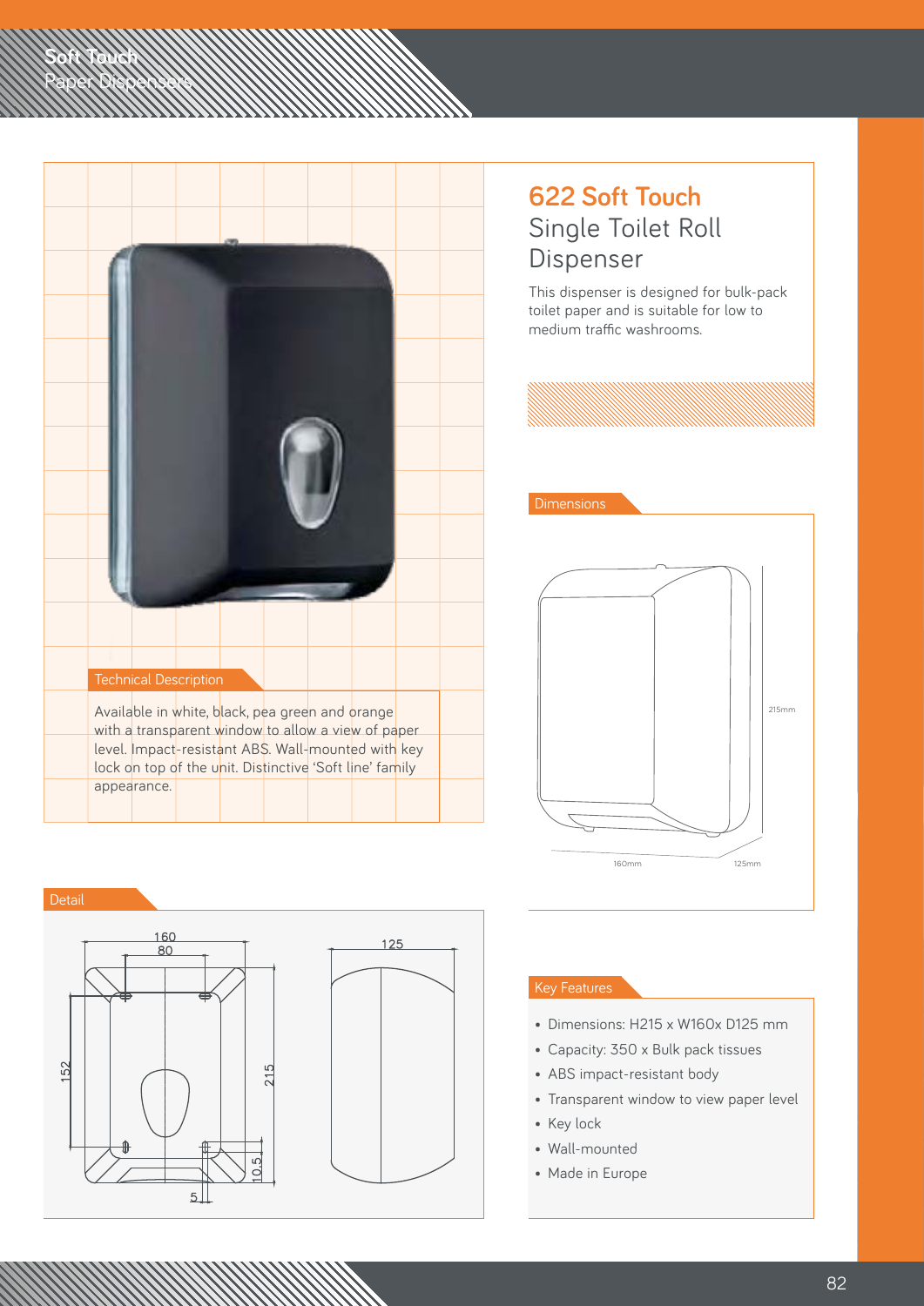# 622 Soft Touch

## Single Toilet Roll Dispenser

This dispenser is designed for bulk-pack toilet paper and is suitable for low to medium traffic washrooms.

### Technical Description

Available in white, black, pea green and orange with a transparent window to allow a view of paper level. Impact-resistant ABS. Wall-mounted with key lock on top of the unit. Distinctive 'Soft line' family appearance.

### Dimensions

215mm

160mm

125mm

### Detail

160

80

152

215

10,5

5

125

### Key Features

- Dimensions: H215 x W160x D125 mm
- Capacity: 350 x Bulk pack tissues
- ABS impact-resistant body
- Transparent window to view paper level
- Key lock
- Wall-mounted
- Made in Europe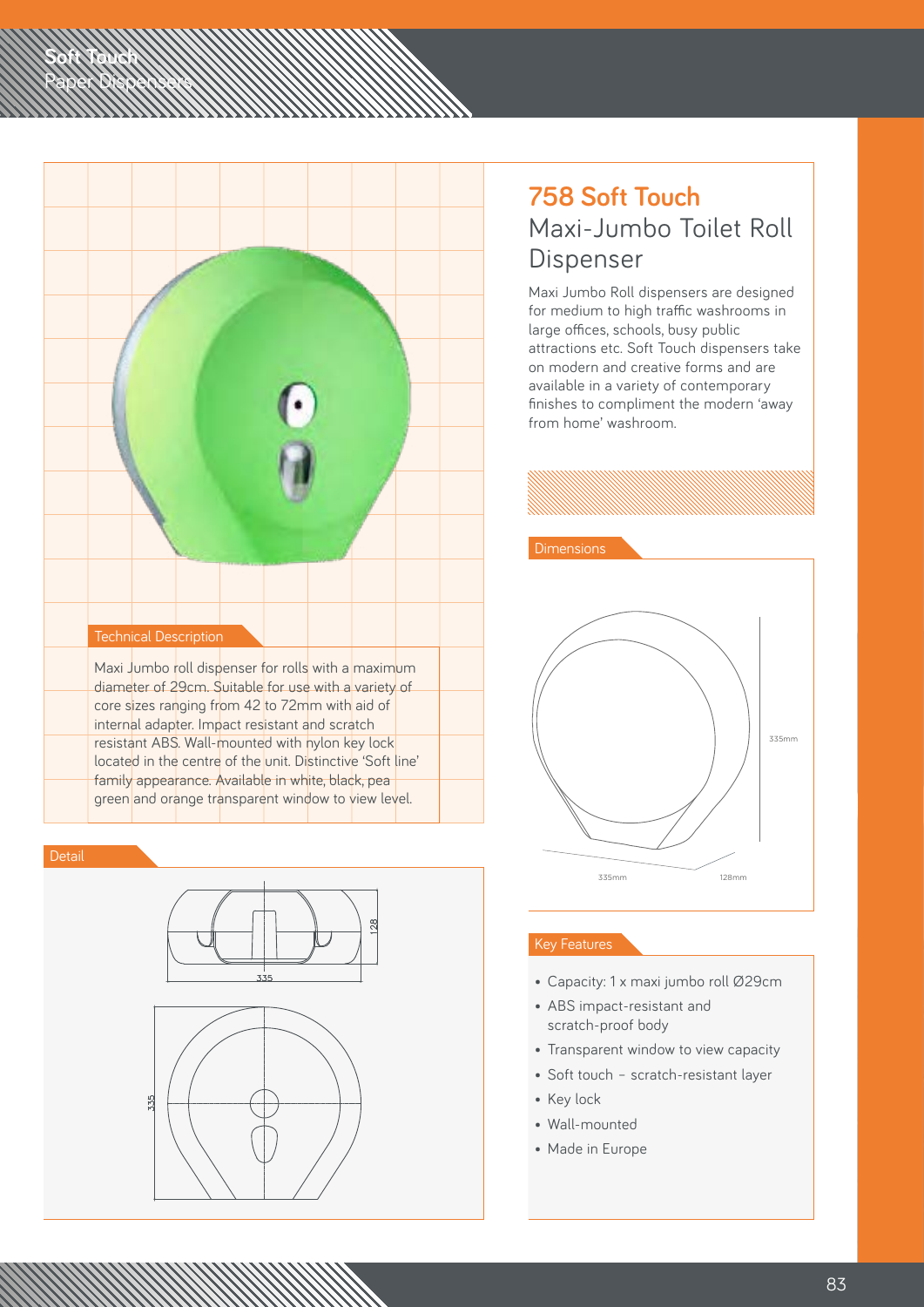# 758 Soft Touch

## Maxi-Jumbo Toilet Roll Dispenser

Maxi Jumbo Roll dispensers are designed for medium to high traffic washrooms in large offices, schools, busy public attractions etc. Soft Touch dispensers take on modern and creative forms and are available in a variety of contemporary finishes to compliment the modern 'away from home' washroom.

### Technical Description

Maxi Jumbo roll dispenser for rolls with a maximum diameter of 29cm. Suitable for use with a variety of core sizes ranging from 42 to 72mm with aid of internal adapter. Impact resistant and scratch resistant ABS. Wall-mounted with nylon key lock located in the centre of the unit. Distinctive 'Soft line' family appearance. Available in white, black, pea green and orange transparent window to view level.

### Dimensions

335mm

335mm

128mm

### Detail

128

335

335

### Key Features

- Capacity: 1 x maxi jumbo roll Ø29cm
- ABS impact-resistant and scratch-proof body
- Transparent window to view capacity
- Soft touch – scratch-resistant layer
- Key lock
- Wall-mounted
- Made in Europe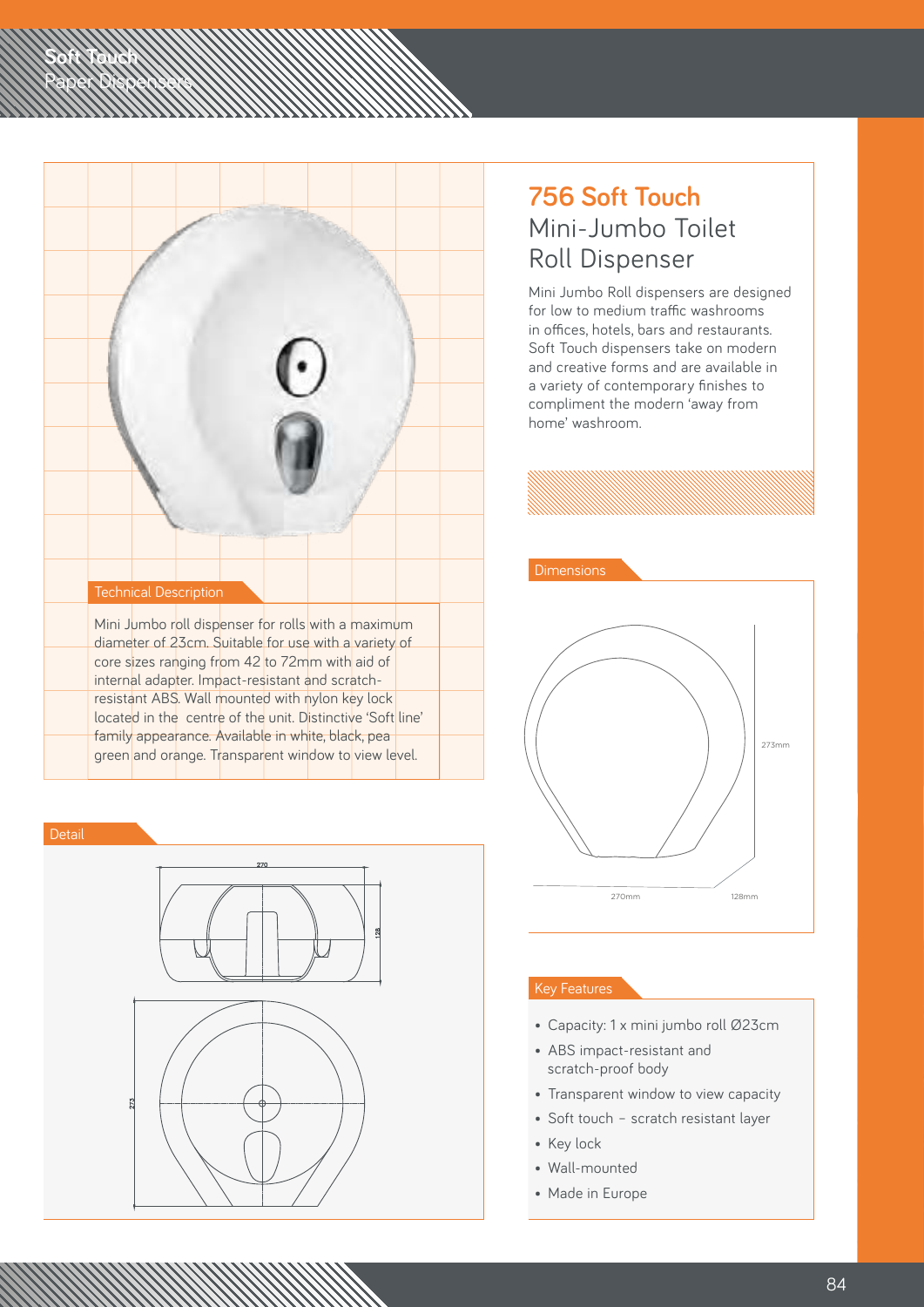# 756 Soft Touch

## Mini-Jumbo Toilet Roll Dispenser

Mini Jumbo Roll dispensers are designed for low to medium traffic washrooms in offices, hotels, bars and restaurants. Soft Touch dispensers take on modern and creative forms and are available in a variety of contemporary finishes to compliment the modern 'away from home' washroom.

### Technical Description

Mini Jumbo roll dispenser for rolls with a maximum diameter of 23cm. Suitable for use with a variety of core sizes ranging from 42 to 72mm with aid of internal adapter. Impact-resistant and scratch-resistant ABS. Wall mounted with nylon key lock located in the centre of the unit. Distinctive 'Soft line' family appearance. Available in white, black, pea green and orange. Transparent window to view level.

### Dimensions

273mm

270mm

128mm

### Detail

270

128

273

### Key Features

- Capacity: 1 x mini jumbo roll Ø23cm
- ABS impact-resistant and scratch-proof body
- Transparent window to view capacity
- Soft touch – scratch resistant layer
- Key lock
- Wall-mounted
- Made in Europe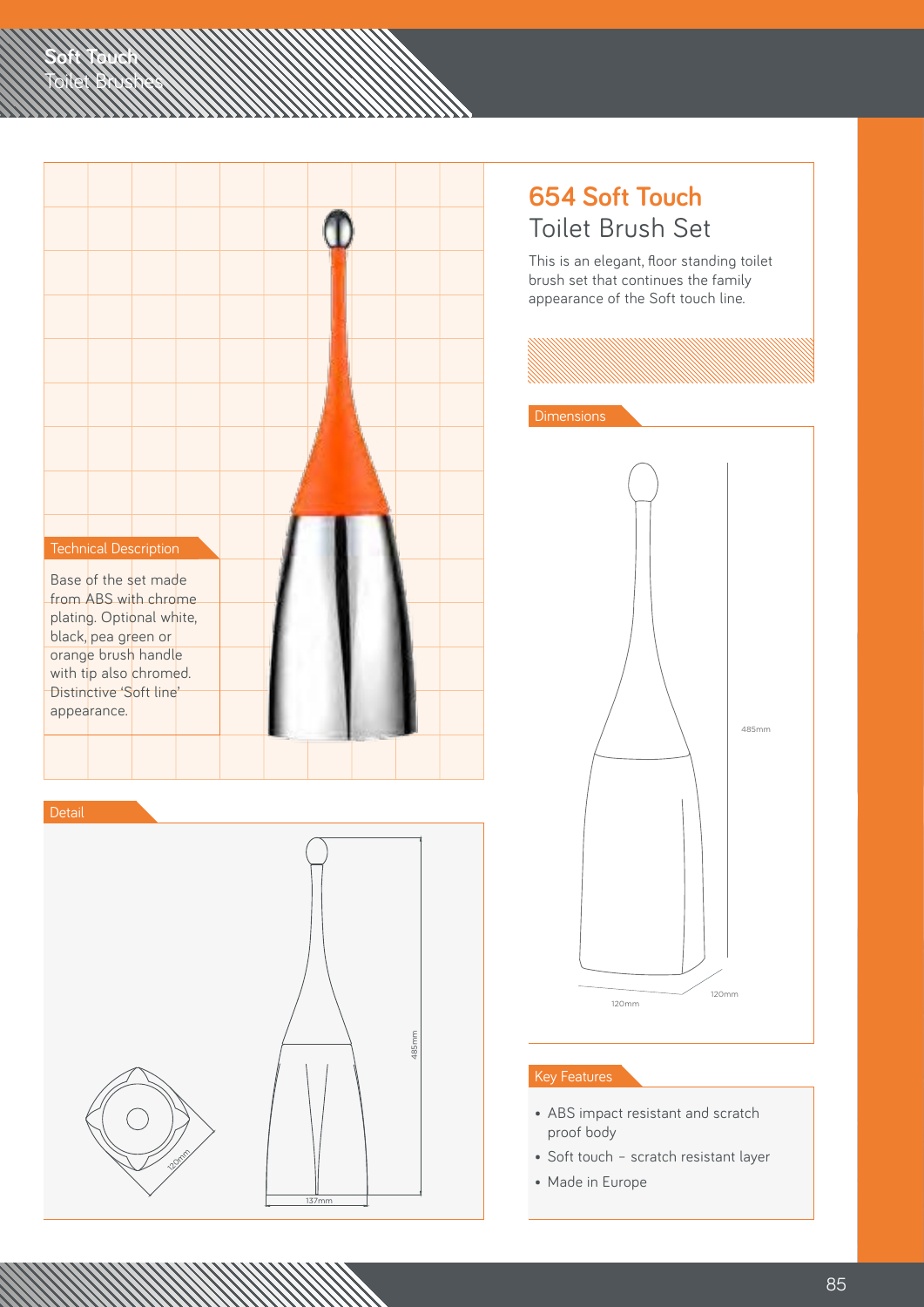# Soft Touch Toilet Brushes

## 654 Soft Touch
## Toilet Brush Set

This is an elegant, floor standing toilet brush set that continues the family appearance of the Soft touch line.

### Technical Description

Base of the set made from ABS with chrome plating. Optional white, black, pea green or orange brush handle with tip also chromed. Distinctive 'Soft line' appearance.

### Dimensions

485mm

120mm

120mm

### Detail

120mm

485mm

137mm

### Key Features

- ABS impact resistant and scratch proof body
- Soft touch – scratch resistant layer
- Made in Europe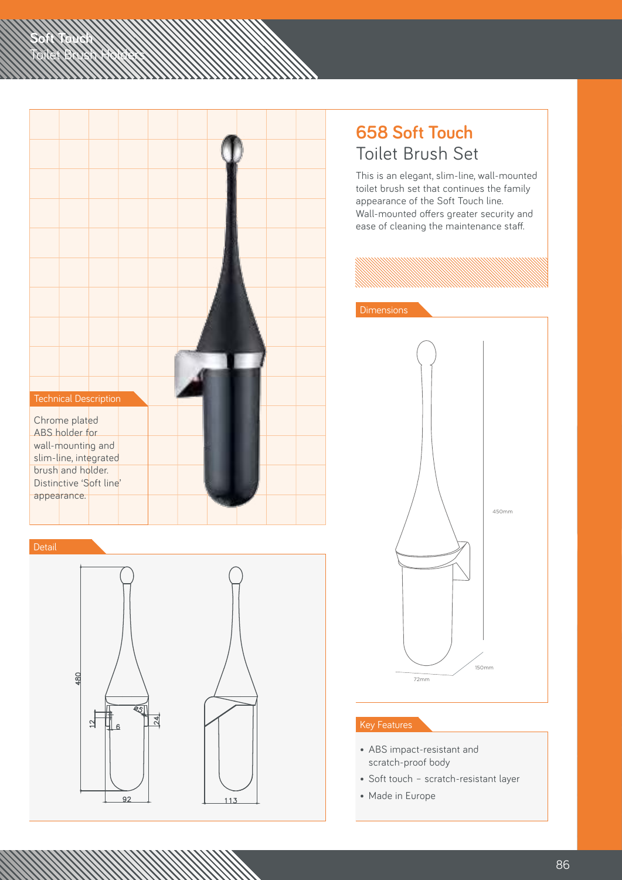Soft Touch
Toilet Brush Holders

# 658 Soft Touch
## Toilet Brush Set

This is an elegant, slim-line, wall-mounted toilet brush set that continues the family appearance of the Soft Touch line. Wall-mounted offers greater security and ease of cleaning the maintenance staff.

### Technical Description

Chrome plated ABS holder for wall-mounting and slim-line, integrated brush and holder. Distinctive 'Soft line' appearance.

### Dimensions

450mm
150mm
72mm

### Detail

480
12
6
Ø5
24
92
113

### Key Features

- ABS impact-resistant and scratch-proof body
- Soft touch – scratch-resistant layer
- Made in Europe